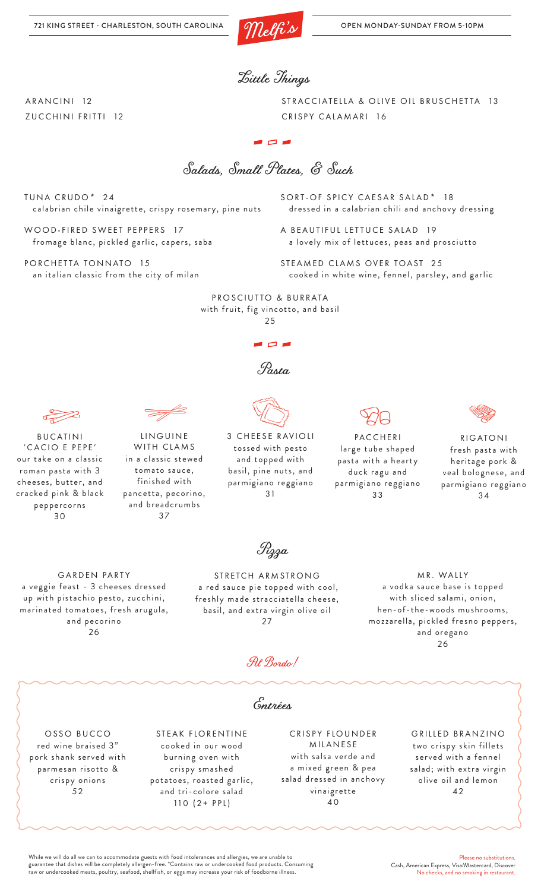721 KING STREET - CHARLESTON, SOUTH CAROLINA

# Melfi's

OPEN MONDAY-SUNDAY FROM 5-10PM

## Little Things

ARANCINI 12

ZUCCHINI FRITTI 12

STRACCIATELLA & OLIVE OIL BRUSCHETTA 13

CRISPY CALAMARI 16

## Salads, Small Plates, & Such

TUNA CRUDO* 24
calabrian chile vinaigrette, crispy rosemary, pine nuts

WOOD-FIRED SWEET PEPPERS 17
fromage blanc, pickled garlic, capers, saba

PORCHETTA TONNATO 15
an italian classic from the city of milan

SORT-OF SPICY CAESAR SALAD* 18
dressed in a calabrian chili and anchovy dressing

A BEAUTIFUL LETTUCE SALAD 19
a lovely mix of lettuces, peas and prosciutto

STEAMED CLAMS OVER TOAST 25
cooked in white wine, fennel, parsley, and garlic

PROSCIUTTO & BURRATA
with fruit, fig vincotto, and basil
25

## Pasta

BUCATINI 'CACIO E PEPE'
our take on a classic roman pasta with 3 cheeses, butter, and cracked pink & black peppercorns
30

LINGUINE WITH CLAMS
in a classic stewed tomato sauce, finished with pancetta, pecorino, and breadcrumbs
37

3 CHEESE RAVIOLI
tossed with pesto and topped with basil, pine nuts, and parmigiano reggiano
31

PACCHERI
large tube shaped pasta with a hearty duck ragu and parmigiano reggiano
33

RIGATONI
fresh pasta with heritage pork & veal bolognese, and parmigiano reggiano
34

## Pizza

GARDEN PARTY
a veggie feast - 3 cheeses dressed up with pistachio pesto, zucchini, marinated tomatoes, fresh arugula, and pecorino
26

STRETCH ARMSTRONG
a red sauce pie topped with cool, freshly made stracciatella cheese, basil, and extra virgin olive oil
27

MR. WALLY
a vodka sauce base is topped with sliced salami, onion, hen-of-the-woods mushrooms, mozzarella, pickled fresno peppers, and oregano
26

## Al Bordo!

### Entrées

OSSO BUCCO
red wine braised 3" pork shank served with parmesan risotto & crispy onions
52

STEAK FLORENTINE
cooked in our wood burning oven with crispy smashed potatoes, roasted garlic, and tri-colore salad
110 (2+ PPL)

CRISPY FLOUNDER MILANESE
with salsa verde and a mixed green & pea salad dressed in anchovy vinaigrette
40

GRILLED BRANZINO
two crispy skin fillets served with a fennel salad; with extra virgin olive oil and lemon
42

While we will do all we can to accommodate guests with food intolerances and allergies, we are unable to guarantee that dishes will be completely allergen-free. *Contains raw or undercooked food products. Consuming raw or undercooked meats, poultry, seafood, shellfish, or eggs may increase your risk of foodborne illness.

Please no substitutions.
Cash, American Express, Visa/Mastercard, Discover
No checks, and no smoking in restaurant.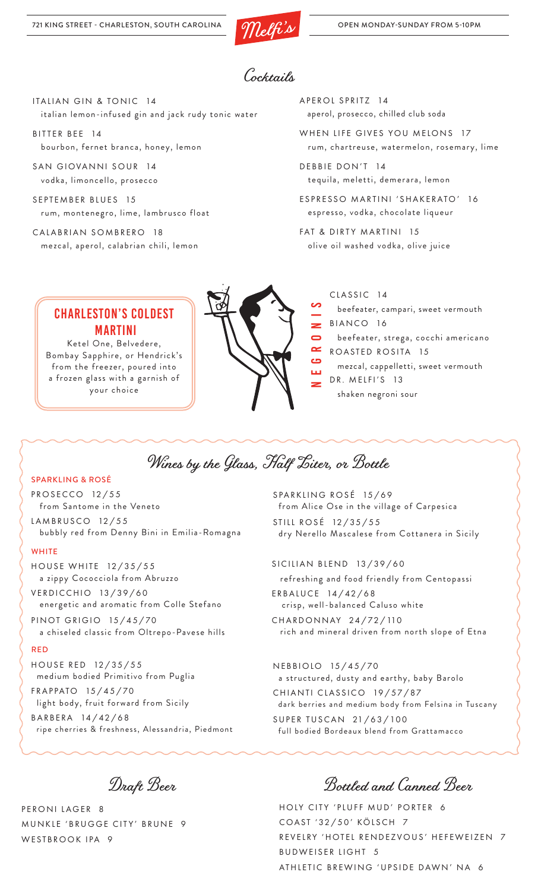721 KING STREET - CHARLESTON, SOUTH CAROLINA

# Melfi's

OPEN MONDAY-SUNDAY FROM 5-10PM

## Cocktails

ITALIAN GIN & TONIC 14
italian lemon-infused gin and jack rudy tonic water

BITTER BEE 14
bourbon, fernet branca, honey, lemon

SAN GIOVANNI SOUR 14
vodka, limoncello, prosecco

SEPTEMBER BLUES 15
rum, montenegro, lime, lambrusco float

CALABRIAN SOMBRERO 18
mezcal, aperol, calabrian chili, lemon

APEROL SPRITZ 14
aperol, prosecco, chilled club soda

WHEN LIFE GIVES YOU MELONS 17
rum, chartreuse, watermelon, rosemary, lime

DEBBIE DON'T 14
tequila, meletti, demerara, lemon

ESPRESSO MARTINI 'SHAKERATO' 16
espresso, vodka, chocolate liqueur

FAT & DIRTY MARTINI 15
olive oil washed vodka, olive juice

### CHARLESTON'S COLDEST MARTINI

Ketel One, Belvedere, Bombay Sapphire, or Hendrick's from the freezer, poured into a frozen glass with a garnish of your choice

### NEGRONIS

CLASSIC 14
beefeater, campari, sweet vermouth

BIANCO 16
beefeater, strega, cocchi americano

ROASTED ROSITA 15
mezcal, cappelletti, sweet vermouth

DR. MELFI'S 13
shaken negroni sour

## Wines by the Glass, Half Liter, or Bottle

### SPARKLING & ROSÉ

PROSECCO 12/55
from Santome in the Veneto

LAMBRUSCO 12/55
bubbly red from Denny Bini in Emilia-Romagna

SPARKLING ROSÉ 15/69
from Alice Ose in the village of Carpesica

STILL ROSÉ 12/35/55
dry Nerello Mascalese from Cottanera in Sicily

### WHITE

HOUSE WHITE 12/35/55
a zippy Cococciola from Abruzzo

VERDICCHIO 13/39/60
energetic and aromatic from Colle Stefano

PINOT GRIGIO 15/45/70
a chiseled classic from Oltrepo-Pavese hills

SICILIAN BLEND 13/39/60
refreshing and food friendly from Centopassi

ERBALUCE 14/42/68
crisp, well-balanced Caluso white

CHARDONNAY 24/72/110
rich and mineral driven from north slope of Etna

### RED

HOUSE RED 12/35/55
medium bodied Primitivo from Puglia

FRAPPATO 15/45/70
light body, fruit forward from Sicily

BARBERA 14/42/68
ripe cherries & freshness, Alessandria, Piedmont

NEBBIOLO 15/45/70
a structured, dusty and earthy, baby Barolo

CHIANTI CLASSICO 19/57/87
dark berries and medium body from Felsina in Tuscany

SUPER TUSCAN 21/63/100
full bodied Bordeaux blend from Grattamacco

## Draft Beer

PERONI LAGER 8
MUNKLE 'BRUGGE CITY' BRUNE 9
WESTBROOK IPA 9

## Bottled and Canned Beer

HOLY CITY 'PLUFF MUD' PORTER 6
COAST '32/50' KÖLSCH 7
REVELRY 'HOTEL RENDEZVOUS' HEFEWEIZEN 7
BUDWEISER LIGHT 5
ATHLETIC BREWING 'UPSIDE DAWN' NA 6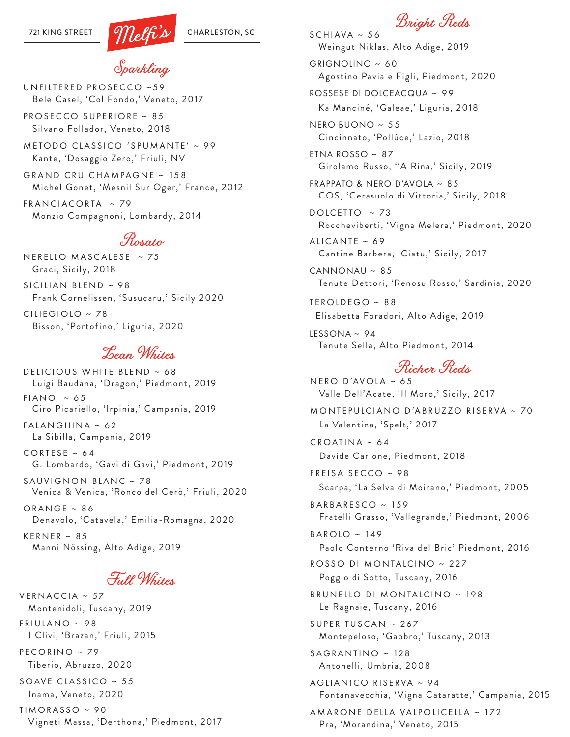721 KING STREET **Melfi's** CHARLESTON, SC

## Sparkling

UNFILTERED PROSECCO ~59
Bele Casel, 'Col Fondo,' Veneto, 2017

PROSECCO SUPERIORE ~ 85
Silvano Follador, Veneto, 2018

METODO CLASSICO 'SPUMANTE' ~ 99
Kante, 'Dosaggio Zero,' Friuli, NV

GRAND CRU CHAMPAGNE ~ 158
Michel Gonet, 'Mesnil Sur Oger,' France, 2012

FRANCIACORTA ~ 79
Monzio Compagnoni, Lombardy, 2014

## Rosato

NERELLO MASCALESE ~ 75
Graci, Sicily, 2018

SICILIAN BLEND ~ 98
Frank Cornelissen, 'Susucaru,' Sicily 2020

CILIEGIOLO ~ 78
Bisson, 'Portofino,' Liguria, 2020

## Lean Whites

DELICIOUS WHITE BLEND ~ 68
Luigi Baudana, 'Dragon,' Piedmont, 2019

FIANO ~ 65
Ciro Picariello, 'Irpinia,' Campania, 2019

FALANGHINA ~ 62
La Sibilla, Campania, 2019

CORTESE ~ 64
G. Lombardo, 'Gavi di Gavi,' Piedmont, 2019

SAUVIGNON BLANC ~ 78
Venica & Venica, 'Ronco del Cerò,' Friuli, 2020

ORANGE ~ 86
Denavolo, 'Catavela,' Emilia-Romagna, 2020

KERNER ~ 85
Manni Nössing, Alto Adige, 2019

## Full Whites

VERNACCIA ~ 57
Montenidoli, Tuscany, 2019

FRIULANO ~ 98
I Clivi, 'Brazan,' Friuli, 2015

PECORINO ~ 79
Tiberio, Abruzzo, 2020

SOAVE CLASSICO ~ 55
Inama, Veneto, 2020

TIMORASSO ~ 90
Vigneti Massa, 'Derthona,' Piedmont, 2017

## Bright Reds

SCHIAVA ~ 56
Weingut Niklas, Alto Adige, 2019

GRIGNOLINO ~ 60
Agostino Pavia e Figli, Piedmont, 2020

ROSSESE DI DOLCEACQUA ~ 99
Ka Manciné, 'Galeae,' Liguria, 2018

NERO BUONO ~ 55
Cincinnato, 'Pollùce,' Lazio, 2018

ETNA ROSSO ~ 87
Girolamo Russo, ''A Rina,' Sicily, 2019

FRAPPATO & NERO D'AVOLA ~ 85
COS, 'Cerasuolo di Vittoria,' Sicily, 2018

DOLCETTO ~ 73
Roccheviberti, 'Vigna Melera,' Piedmont, 2020

ALICANTE ~ 69
Cantine Barbera, 'Ciatu,' Sicily, 2017

CANNONAU ~ 85
Tenute Dettori, 'Renosu Rosso,' Sardinia, 2020

TEROLDEGO ~ 88
Elisabetta Foradori, Alto Adige, 2019

LESSONA ~ 94
Tenute Sella, Alto Piedmont, 2014

## Richer Reds

NERO D'AVOLA ~ 65
Valle Dell'Acate, 'Il Moro,' Sicily, 2017

MONTEPULCIANO D'ABRUZZO RISERVA ~ 70
La Valentina, 'Spelt,' 2017

CROATINA ~ 64
Davide Carlone, Piedmont, 2018

FREISA SECCO ~ 98
Scarpa, 'La Selva di Moirano,' Piedmont, 2005

BARBARESCO ~ 159
Fratelli Grasso, 'Vallegrande,' Piedmont, 2006

BAROLO ~ 149
Paolo Conterno 'Riva del Bric' Piedmont, 2016

ROSSO DI MONTALCINO ~ 227
Poggio di Sotto, Tuscany, 2016

BRUNELLO DI MONTALCINO ~ 198
Le Ragnaie, Tuscany, 2016

SUPER TUSCAN ~ 267
Montepeloso, 'Gabbro,' Tuscany, 2013

SAGRANTINO ~ 128
Antonelli, Umbria, 2008

AGLIANICO RISERVA ~ 94
Fontanavecchia, 'Vigna Cataratte,' Campania, 2015

AMARONE DELLA VALPOLICELLA ~ 172
Pra, 'Morandina,' Veneto, 2015